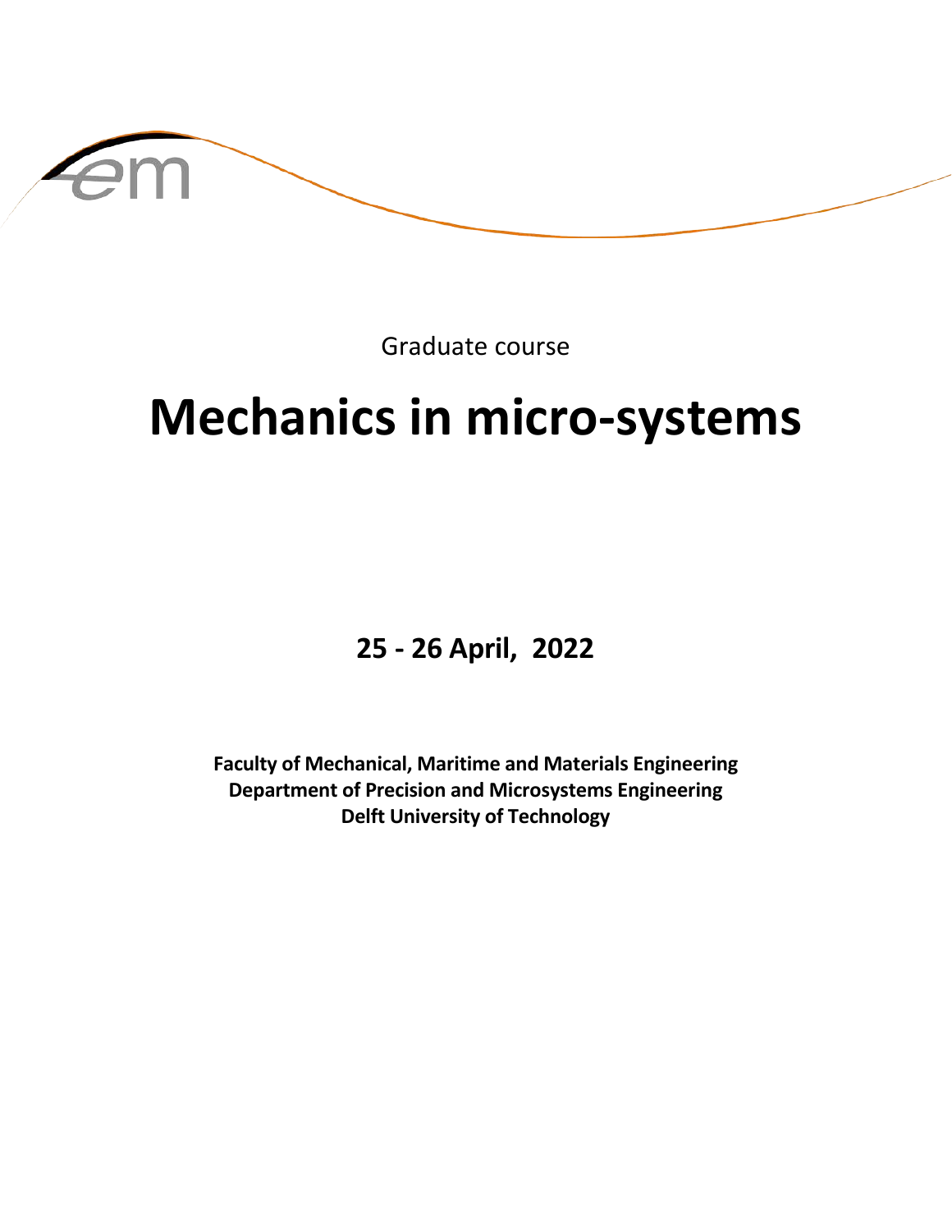Graduate course

# Mechanics in micro-systems

**25 - 26 April, 2022**

**Faculty of Mechanical, Maritime and Materials Engineering**
**Department of Precision and Microsystems Engineering**
**Delft University of Technology**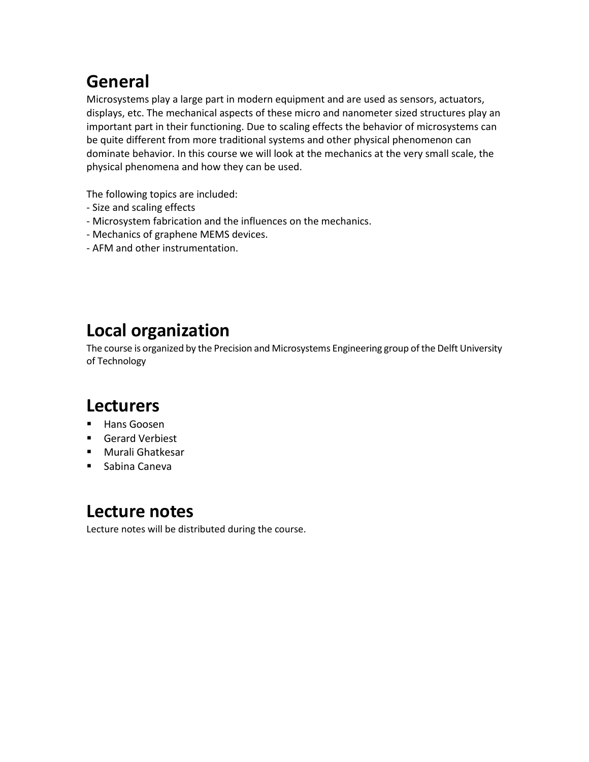## General

Microsystems play a large part in modern equipment and are used as sensors, actuators, displays, etc. The mechanical aspects of these micro and nanometer sized structures play an important part in their functioning. Due to scaling effects the behavior of microsystems can be quite different from more traditional systems and other physical phenomenon can dominate behavior. In this course we will look at the mechanics at the very small scale, the physical phenomena and how they can be used.

The following topics are included:

- Size and scaling effects
- Microsystem fabrication and the influences on the mechanics.
- Mechanics of graphene MEMS devices.
- AFM and other instrumentation.

## Local organization

The course is organized by the Precision and Microsystems Engineering group of the Delft University of Technology

## Lecturers

- Hans Goosen
- Gerard Verbiest
- Murali Ghatkesar
- Sabina Caneva

## Lecture notes

Lecture notes will be distributed during the course.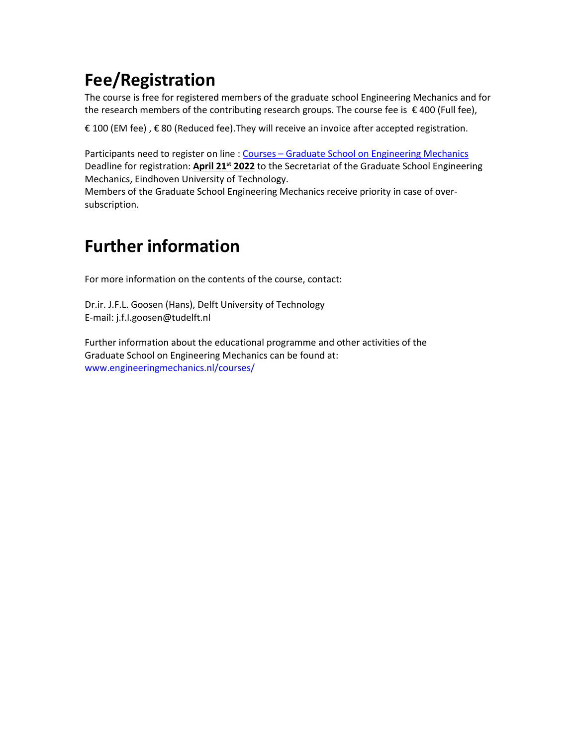# Fee/Registration

The course is free for registered members of the graduate school Engineering Mechanics and for the research members of the contributing research groups. The course fee is € 400 (Full fee),

€ 100 (EM fee) , € 80 (Reduced fee).They will receive an invoice after accepted registration.

Participants need to register on line : Courses – Graduate School on Engineering Mechanics
Deadline for registration: **April 21st 2022** to the Secretariat of the Graduate School Engineering Mechanics, Eindhoven University of Technology.
Members of the Graduate School Engineering Mechanics receive priority in case of over-subscription.

# Further information

For more information on the contents of the course, contact:

Dr.ir. J.F.L. Goosen (Hans), Delft University of Technology
E-mail: j.f.l.goosen@tudelft.nl

Further information about the educational programme and other activities of the Graduate School on Engineering Mechanics can be found at:
www.engineeringmechanics.nl/courses/